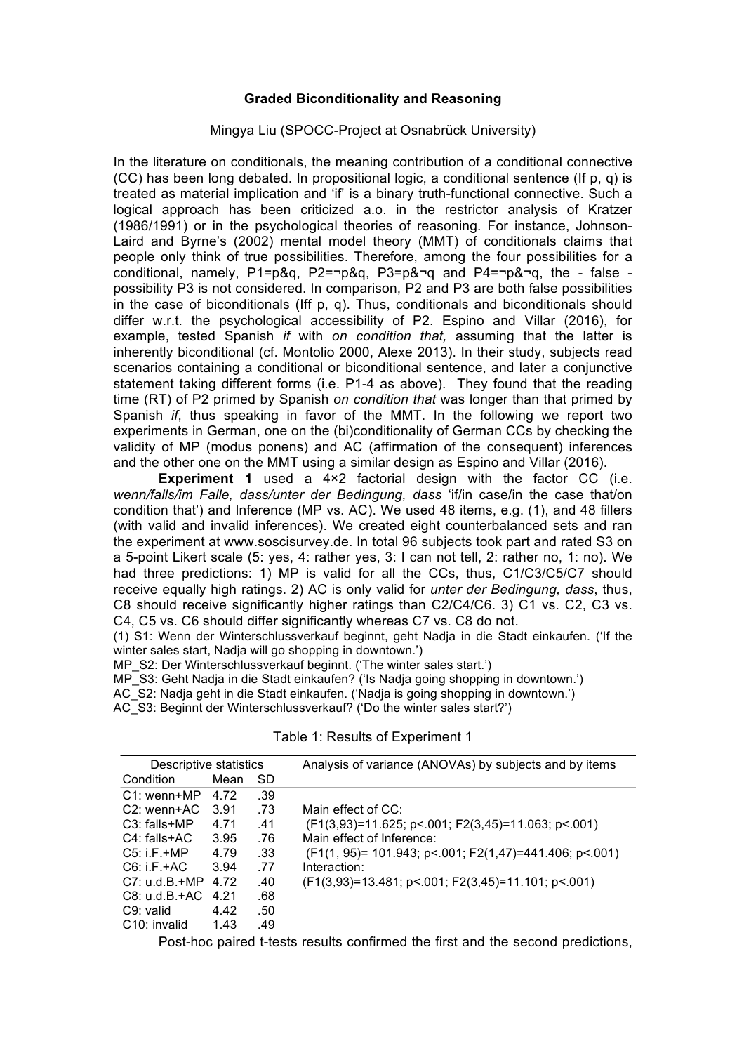# Graded Biconditionality and Reasoning

Mingya Liu (SPOCC-Project at Osnabrück University)

In the literature on conditionals, the meaning contribution of a conditional connective (CC) has been long debated. In propositional logic, a conditional sentence (If p, q) is treated as material implication and 'if' is a binary truth-functional connective. Such a logical approach has been criticized a.o. in the restrictor analysis of Kratzer (1986/1991) or in the psychological theories of reasoning. For instance, Johnson-Laird and Byrne's (2002) mental model theory (MMT) of conditionals claims that people only think of true possibilities. Therefore, among the four possibilities for a conditional, namely, P1=p&q, P2=¬p&q, P3=p&¬q and P4=¬p&¬q, the - false - possibility P3 is not considered. In comparison, P2 and P3 are both false possibilities in the case of biconditionals (Iff p, q). Thus, conditionals and biconditionals should differ w.r.t. the psychological accessibility of P2. Espino and Villar (2016), for example, tested Spanish *if* with *on condition that,* assuming that the latter is inherently biconditional (cf. Montolio 2000, Alexe 2013). In their study, subjects read scenarios containing a conditional or biconditional sentence, and later a conjunctive statement taking different forms (i.e. P1-4 as above). They found that the reading time (RT) of P2 primed by Spanish *on condition that* was longer than that primed by Spanish *if*, thus speaking in favor of the MMT. In the following we report two experiments in German, one on the (bi)conditionality of German CCs by checking the validity of MP (modus ponens) and AC (affirmation of the consequent) inferences and the other one on the MMT using a similar design as Espino and Villar (2016).

**Experiment 1** used a 4×2 factorial design with the factor CC (i.e. *wenn/falls/im Falle, dass/unter der Bedingung, dass* 'if/in case/in the case that/on condition that') and Inference (MP vs. AC). We used 48 items, e.g. (1), and 48 fillers (with valid and invalid inferences). We created eight counterbalanced sets and ran the experiment at www.soscisurvey.de. In total 96 subjects took part and rated S3 on a 5-point Likert scale (5: yes, 4: rather yes, 3: I can not tell, 2: rather no, 1: no). We had three predictions: 1) MP is valid for all the CCs, thus, C1/C3/C5/C7 should receive equally high ratings. 2) AC is only valid for *unter der Bedingung, dass*, thus, C8 should receive significantly higher ratings than C2/C4/C6. 3) C1 vs. C2, C3 vs. C4, C5 vs. C6 should differ significantly whereas C7 vs. C8 do not.

(1) S1: Wenn der Winterschlussverkauf beginnt, geht Nadja in die Stadt einkaufen. ('If the winter sales start, Nadja will go shopping in downtown.')

MP_S2: Der Winterschlussverkauf beginnt. ('The winter sales start.')

MP_S3: Geht Nadja in die Stadt einkaufen? ('Is Nadja going shopping in downtown.')

AC_S2: Nadja geht in die Stadt einkaufen. ('Nadja is going shopping in downtown.')

AC_S3: Beginnt der Winterschlussverkauf? ('Do the winter sales start?')

Table 1: Results of Experiment 1

| Descriptive statistics | | | Analysis of variance (ANOVAs) by subjects and by items |
|---|---|---|---|
| Condition | Mean | SD | |
| C1: wenn+MP | 4.72 | .39 | |
| C2: wenn+AC | 3.91 | .73 | Main effect of CC: |
| C3: falls+MP | 4.71 | .41 | ($F1(3,93)=11.625$; $p<.001$; $F2(3,45)=11.063$; $p<.001$) |
| C4: falls+AC | 3.95 | .76 | Main effect of Inference: |
| C5: i.F.+MP | 4.79 | .33 | ($F1(1, 95)= 101.943$; $p<.001$; $F2(1,47)=441.406$; $p<.001$) |
| C6: i.F.+AC | 3.94 | .77 | Interaction: |
| C7: u.d.B.+MP | 4.72 | .40 | ($F1(3,93)=13.481$; $p<.001$; $F2(3,45)=11.101$; $p<.001$) |
| C8: u.d.B.+AC | 4.21 | .68 | |
| C9: valid | 4.42 | .50 | |
| C10: invalid | 1.43 | .49 | |

Post-hoc paired t-tests results confirmed the first and the second predictions,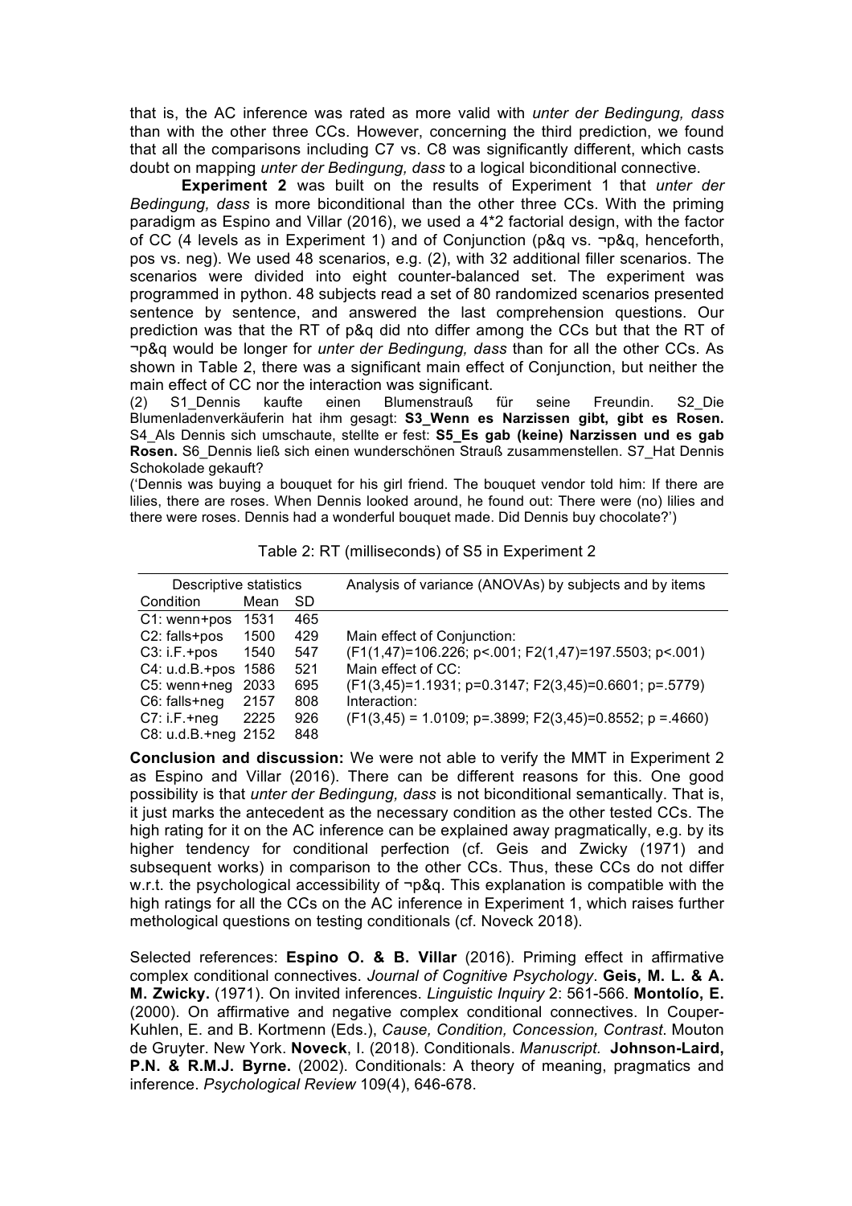that is, the AC inference was rated as more valid with *unter der Bedingung, dass* than with the other three CCs. However, concerning the third prediction, we found that all the comparisons including C7 vs. C8 was significantly different, which casts doubt on mapping *unter der Bedingung, dass* to a logical biconditional connective.

**Experiment 2** was built on the results of Experiment 1 that *unter der Bedingung, dass* is more biconditional than the other three CCs. With the priming paradigm as Espino and Villar (2016), we used a 4*2 factorial design, with the factor of CC (4 levels as in Experiment 1) and of Conjunction (p&q vs. ¬p&q, henceforth, pos vs. neg). We used 48 scenarios, e.g. (2), with 32 additional filler scenarios. The scenarios were divided into eight counter-balanced set. The experiment was programmed in python. 48 subjects read a set of 80 randomized scenarios presented sentence by sentence, and answered the last comprehension questions. Our prediction was that the RT of p&q did nto differ among the CCs but that the RT of ¬p&q would be longer for *unter der Bedingung, dass* than for all the other CCs. As shown in Table 2, there was a significant main effect of Conjunction, but neither the main effect of CC nor the interaction was significant.

(2) S1_Dennis kaufte einen Blumenstrauß für seine Freundin. S2_Die Blumenladenverkäuferin hat ihm gesagt: **S3_Wenn es Narzissen gibt, gibt es Rosen.** S4_Als Dennis sich umschaute, stellte er fest: **S5_Es gab (keine) Narzissen und es gab Rosen.** S6_Dennis ließ sich einen wunderschönen Strauß zusammenstellen. S7_Hat Dennis Schokolade gekauft?

('Dennis was buying a bouquet for his girl friend. The bouquet vendor told him: If there are lilies, there are roses. When Dennis looked around, he found out: There were (no) lilies and there were roses. Dennis had a wonderful bouquet made. Did Dennis buy chocolate?')

Table 2: RT (milliseconds) of S5 in Experiment 2

| Descriptive statistics | | | Analysis of variance (ANOVAs) by subjects and by items |
|---|---|---|---|
| Condition | Mean | SD | |
| C1: wenn+pos | 1531 | 465 | |
| C2: falls+pos | 1500 | 429 | Main effect of Conjunction: |
| C3: i.F.+pos | 1540 | 547 | ($F1(1,47)=106.226$; $p<.001$; $F2(1,47)=197.5503$; $p<.001$) |
| C4: u.d.B.+pos | 1586 | 521 | Main effect of CC: |
| C5: wenn+neg | 2033 | 695 | ($F1(3,45)=1.1931$; $p=0.3147$; $F2(3,45)=0.6601$; $p=.5779$) |
| C6: falls+neg | 2157 | 808 | Interaction: |
| C7: i.F.+neg | 2225 | 926 | ($F1(3,45) = 1.0109$; $p=.3899$; $F2(3,45)=0.8552$; $p =.4660$) |
| C8: u.d.B.+neg | 2152 | 848 | |

**Conclusion and discussion:** We were not able to verify the MMT in Experiment 2 as Espino and Villar (2016). There can be different reasons for this. One good possibility is that *unter der Bedingung, dass* is not biconditional semantically. That is, it just marks the antecedent as the necessary condition as the other tested CCs. The high rating for it on the AC inference can be explained away pragmatically, e.g. by its higher tendency for conditional perfection (cf. Geis and Zwicky (1971) and subsequent works) in comparison to the other CCs. Thus, these CCs do not differ w.r.t. the psychological accessibility of ¬p&q. This explanation is compatible with the high ratings for all the CCs on the AC inference in Experiment 1, which raises further methological questions on testing conditionals (cf. Noveck 2018).

Selected references: **Espino O. & B. Villar** (2016). Priming effect in affirmative complex conditional connectives. *Journal of Cognitive Psychology*. **Geis, M. L. & A. M. Zwicky.** (1971). On invited inferences. *Linguistic Inquiry* 2: 561-566. **Montolío, E.** (2000). On affirmative and negative complex conditional connectives. In Couper-Kuhlen, E. and B. Kortmenn (Eds.), *Cause, Condition, Concession, Contrast*. Mouton de Gruyter. New York. **Noveck**, I. (2018). Conditionals. *Manuscript.* **Johnson-Laird, P.N. & R.M.J. Byrne.** (2002). Conditionals: A theory of meaning, pragmatics and inference. *Psychological Review* 109(4), 646-678.